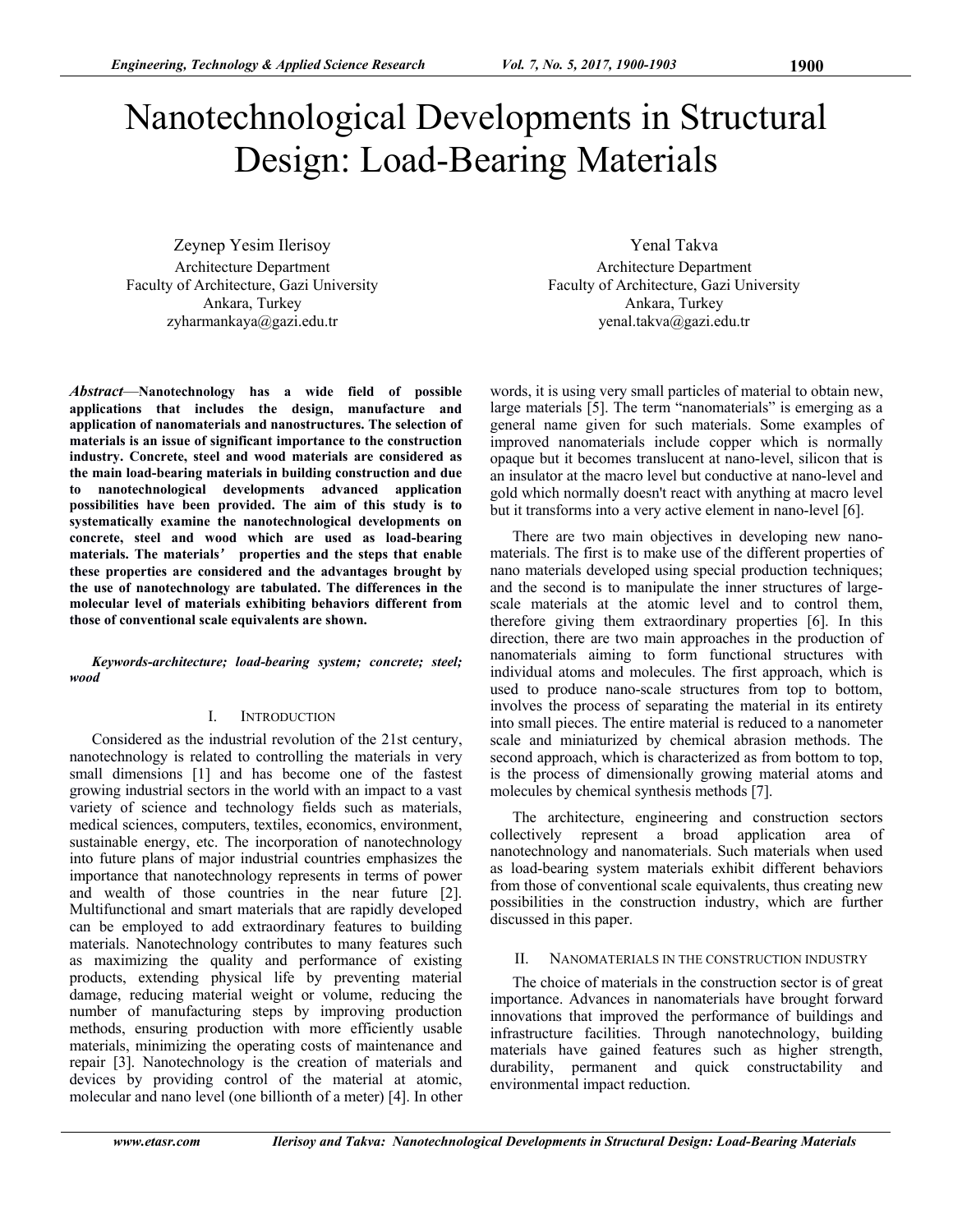# Nanotechnological Developments in Structural Design: Load-Bearing Materials

Zeynep Yesim Ilerisoy
Architecture Department
Faculty of Architecture, Gazi University
Ankara, Turkey
zyharmankaya@gazi.edu.tr

Yenal Takva
Architecture Department
Faculty of Architecture, Gazi University
Ankara, Turkey
yenal.takva@gazi.edu.tr

***Abstract*—Nanotechnology has a wide field of possible applications that includes the design, manufacture and application of nanomaterials and nanostructures. The selection of materials is an issue of significant importance to the construction industry. Concrete, steel and wood materials are considered as the main load-bearing materials in building construction and due to nanotechnological developments advanced application possibilities have been provided. The aim of this study is to systematically examine the nanotechnological developments on concrete, steel and wood which are used as load-bearing materials. The materials' properties and the steps that enable these properties are considered and the advantages brought by the use of nanotechnology are tabulated. The differences in the molecular level of materials exhibiting behaviors different from those of conventional scale equivalents are shown.**

***Keywords-architecture; load-bearing system; concrete; steel; wood***

## I. INTRODUCTION

Considered as the industrial revolution of the 21st century, nanotechnology is related to controlling the materials in very small dimensions [1] and has become one of the fastest growing industrial sectors in the world with an impact to a vast variety of science and technology fields such as materials, medical sciences, computers, textiles, economics, environment, sustainable energy, etc. The incorporation of nanotechnology into future plans of major industrial countries emphasizes the importance that nanotechnology represents in terms of power and wealth of those countries in the near future [2]. Multifunctional and smart materials that are rapidly developed can be employed to add extraordinary features to building materials. Nanotechnology contributes to many features such as maximizing the quality and performance of existing products, extending physical life by preventing material damage, reducing material weight or volume, reducing the number of manufacturing steps by improving production methods, ensuring production with more efficiently usable materials, minimizing the operating costs of maintenance and repair [3]. Nanotechnology is the creation of materials and devices by providing control of the material at atomic, molecular and nano level (one billionth of a meter) [4]. In other words, it is using very small particles of material to obtain new, large materials [5]. The term "nanomaterials" is emerging as a general name given for such materials. Some examples of improved nanomaterials include copper which is normally opaque but it becomes translucent at nano-level, silicon that is an insulator at the macro level but conductive at nano-level and gold which normally doesn't react with anything at macro level but it transforms into a very active element in nano-level [6].

There are two main objectives in developing new nano-materials. The first is to make use of the different properties of nano materials developed using special production techniques; and the second is to manipulate the inner structures of large-scale materials at the atomic level and to control them, therefore giving them extraordinary properties [6]. In this direction, there are two main approaches in the production of nanomaterials aiming to form functional structures with individual atoms and molecules. The first approach, which is used to produce nano-scale structures from top to bottom, involves the process of separating the material in its entirety into small pieces. The entire material is reduced to a nanometer scale and miniaturized by chemical abrasion methods. The second approach, which is characterized as from bottom to top, is the process of dimensionally growing material atoms and molecules by chemical synthesis methods [7].

The architecture, engineering and construction sectors collectively represent a broad application area of nanotechnology and nanomaterials. Such materials when used as load-bearing system materials exhibit different behaviors from those of conventional scale equivalents, thus creating new possibilities in the construction industry, which are further discussed in this paper.

## II. NANOMATERIALS IN THE CONSTRUCTION INDUSTRY

The choice of materials in the construction sector is of great importance. Advances in nanomaterials have brought forward innovations that improved the performance of buildings and infrastructure facilities. Through nanotechnology, building materials have gained features such as higher strength, durability, permanent and quick constructability and environmental impact reduction.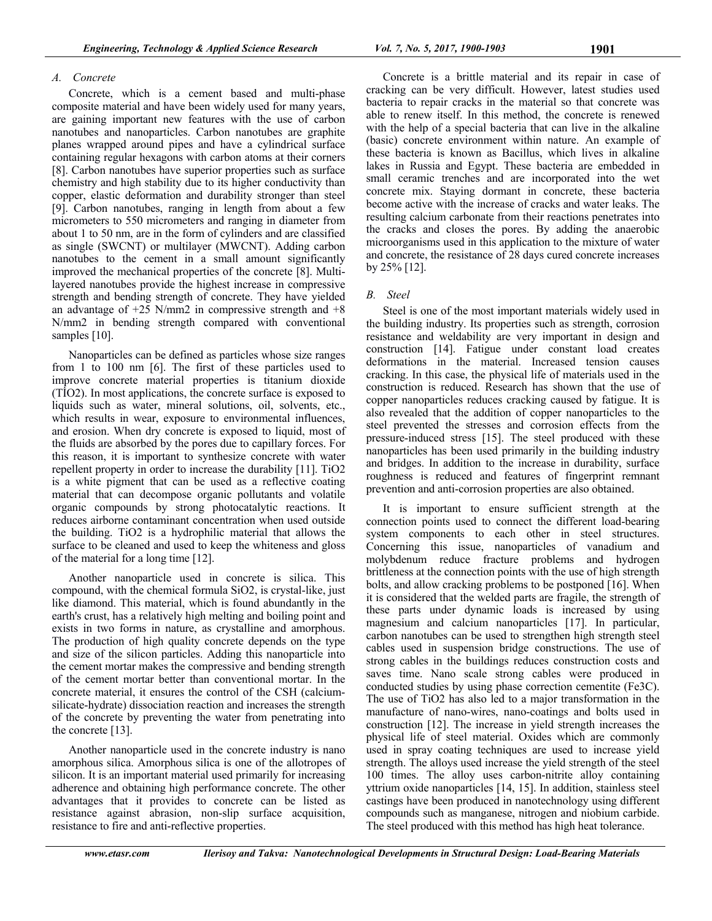### A. Concrete

Concrete, which is a cement based and multi-phase composite material and have been widely used for many years, are gaining important new features with the use of carbon nanotubes and nanoparticles. Carbon nanotubes are graphite planes wrapped around pipes and have a cylindrical surface containing regular hexagons with carbon atoms at their corners [8]. Carbon nanotubes have superior properties such as surface chemistry and high stability due to its higher conductivity than copper, elastic deformation and durability stronger than steel [9]. Carbon nanotubes, ranging in length from about a few micrometers to 550 micrometers and ranging in diameter from about 1 to 50 nm, are in the form of cylinders and are classified as single (SWCNT) or multilayer (MWCNT). Adding carbon nanotubes to the cement in a small amount significantly improved the mechanical properties of the concrete [8]. Multi-layered nanotubes provide the highest increase in compressive strength and bending strength of concrete. They have yielded an advantage of +25 N/mm2 in compressive strength and +8 N/mm2 in bending strength compared with conventional samples [10].

Nanoparticles can be defined as particles whose size ranges from 1 to 100 nm [6]. The first of these particles used to improve concrete material properties is titanium dioxide (TIO2). In most applications, the concrete surface is exposed to liquids such as water, mineral solutions, oil, solvents, etc., which results in wear, exposure to environmental influences, and erosion. When dry concrete is exposed to liquid, most of the fluids are absorbed by the pores due to capillary forces. For this reason, it is important to synthesize concrete with water repellent property in order to increase the durability [11]. TiO2 is a white pigment that can be used as a reflective coating material that can decompose organic pollutants and volatile organic compounds by strong photocatalytic reactions. It reduces airborne contaminant concentration when used outside the building. TiO2 is a hydrophilic material that allows the surface to be cleaned and used to keep the whiteness and gloss of the material for a long time [12].

Another nanoparticle used in concrete is silica. This compound, with the chemical formula SiO2, is crystal-like, just like diamond. This material, which is found abundantly in the earth's crust, has a relatively high melting and boiling point and exists in two forms in nature, as crystalline and amorphous. The production of high quality concrete depends on the type and size of the silicon particles. Adding this nanoparticle into the cement mortar makes the compressive and bending strength of the cement mortar better than conventional mortar. In the concrete material, it ensures the control of the CSH (calcium-silicate-hydrate) dissociation reaction and increases the strength of the concrete by preventing the water from penetrating into the concrete [13].

Another nanoparticle used in the concrete industry is nano amorphous silica. Amorphous silica is one of the allotropes of silicon. It is an important material used primarily for increasing adherence and obtaining high performance concrete. The other advantages that it provides to concrete can be listed as resistance against abrasion, non-slip surface acquisition, resistance to fire and anti-reflective properties.

Concrete is a brittle material and its repair in case of cracking can be very difficult. However, latest studies used bacteria to repair cracks in the material so that concrete was able to renew itself. In this method, the concrete is renewed with the help of a special bacteria that can live in the alkaline (basic) concrete environment within nature. An example of these bacteria is known as Bacillus, which lives in alkaline lakes in Russia and Egypt. These bacteria are embedded in small ceramic trenches and are incorporated into the wet concrete mix. Staying dormant in concrete, these bacteria become active with the increase of cracks and water leaks. The resulting calcium carbonate from their reactions penetrates into the cracks and closes the pores. By adding the anaerobic microorganisms used in this application to the mixture of water and concrete, the resistance of 28 days cured concrete increases by 25% [12].

### B. Steel

Steel is one of the most important materials widely used in the building industry. Its properties such as strength, corrosion resistance and weldability are very important in design and construction [14]. Fatigue under constant load creates deformations in the material. Increased tension causes cracking. In this case, the physical life of materials used in the construction is reduced. Research has shown that the use of copper nanoparticles reduces cracking caused by fatigue. It is also revealed that the addition of copper nanoparticles to the steel prevented the stresses and corrosion effects from the pressure-induced stress [15]. The steel produced with these nanoparticles has been used primarily in the building industry and bridges. In addition to the increase in durability, surface roughness is reduced and features of fingerprint remnant prevention and anti-corrosion properties are also obtained.

It is important to ensure sufficient strength at the connection points used to connect the different load-bearing system components to each other in steel structures. Concerning this issue, nanoparticles of vanadium and molybdenum reduce fracture problems and hydrogen brittleness at the connection points with the use of high strength bolts, and allow cracking problems to be postponed [16]. When it is considered that the welded parts are fragile, the strength of these parts under dynamic loads is increased by using magnesium and calcium nanoparticles [17]. In particular, carbon nanotubes can be used to strengthen high strength steel cables used in suspension bridge constructions. The use of strong cables in the buildings reduces construction costs and saves time. Nano scale strong cables were produced in conducted studies by using phase correction cementite (Fe3C). The use of TiO2 has also led to a major transformation in the manufacture of nano-wires, nano-coatings and bolts used in construction [12]. The increase in yield strength increases the physical life of steel material. Oxides which are commonly used in spray coating techniques are used to increase yield strength. The alloys used increase the yield strength of the steel 100 times. The alloy uses carbon-nitrite alloy containing yttrium oxide nanoparticles [14, 15]. In addition, stainless steel castings have been produced in nanotechnology using different compounds such as manganese, nitrogen and niobium carbide. The steel produced with this method has high heat tolerance.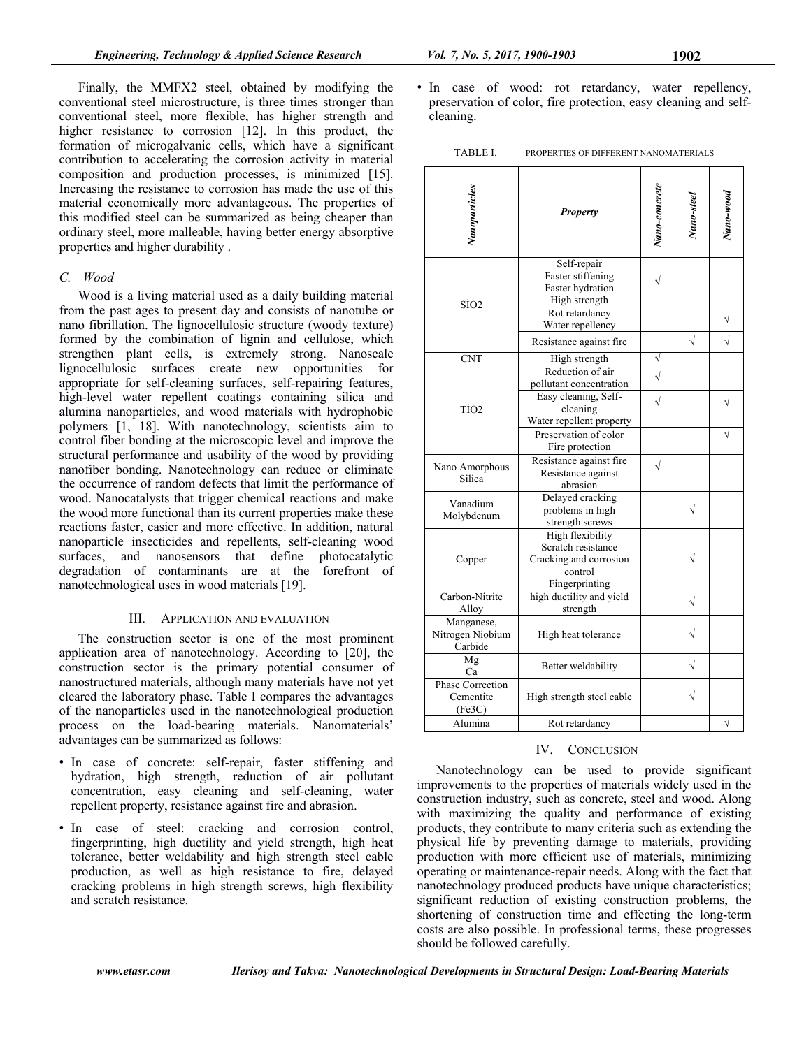Finally, the MMFX2 steel, obtained by modifying the conventional steel microstructure, is three times stronger than conventional steel, more flexible, has higher strength and higher resistance to corrosion [12]. In this product, the formation of microgalvanic cells, which have a significant contribution to accelerating the corrosion activity in material composition and production processes, is minimized [15]. Increasing the resistance to corrosion has made the use of this material economically more advantageous. The properties of this modified steel can be summarized as being cheaper than ordinary steel, more malleable, having better energy absorptive properties and higher durability .

### *C. Wood*

Wood is a living material used as a daily building material from the past ages to present day and consists of nanotube or nano fibrillation. The lignocellulosic structure (woody texture) formed by the combination of lignin and cellulose, which strengthen plant cells, is extremely strong. Nanoscale lignocellulosic surfaces create new opportunities for appropriate for self-cleaning surfaces, self-repairing features, high-level water repellent coatings containing silica and alumina nanoparticles, and wood materials with hydrophobic polymers [1, 18]. With nanotechnology, scientists aim to control fiber bonding at the microscopic level and improve the structural performance and usability of the wood by providing nanofiber bonding. Nanotechnology can reduce or eliminate the occurrence of random defects that limit the performance of wood. Nanocatalysts that trigger chemical reactions and make the wood more functional than its current properties make these reactions faster, easier and more effective. In addition, natural nanoparticle insecticides and repellents, self-cleaning wood surfaces, and nanosensors that define photocatalytic degradation of contaminants are at the forefront of nanotechnological uses in wood materials [19].

## III. APPLICATION AND EVALUATION

The construction sector is one of the most prominent application area of nanotechnology. According to [20], the construction sector is the primary potential consumer of nanostructured materials, although many materials have not yet cleared the laboratory phase. Table I compares the advantages of the nanoparticles used in the nanotechnological production process on the load-bearing materials. Nanomaterials' advantages can be summarized as follows:

- In case of concrete: self-repair, faster stiffening and hydration, high strength, reduction of air pollutant concentration, easy cleaning and self-cleaning, water repellent property, resistance against fire and abrasion.
- In case of steel: cracking and corrosion control, fingerprinting, high ductility and yield strength, high heat tolerance, better weldability and high strength steel cable production, as well as high resistance to fire, delayed cracking problems in high strength screws, high flexibility and scratch resistance.
- In case of wood: rot retardancy, water repellency, preservation of color, fire protection, easy cleaning and self-cleaning.

TABLE I. PROPERTIES OF DIFFERENT NANOMATERIALS

| *Nanoparticles* | *Property* | *Nano-concrete* | *Nano-steel* | *Nano-wood* |
|---|---|---|---|---|
| SİO2 | Self-repair<br>Faster stiffening<br>Faster hydration<br>High strength | √ | | |
| | Rot retardancy<br>Water repellency | | | √ |
| | Resistance against fire | | √ | √ |
| CNT | High strength | √ | | |
| TİO2 | Reduction of air pollutant concentration | √ | | |
| | Easy cleaning, Self-cleaning<br>Water repellent property | √ | | √ |
| | Preservation of color<br>Fire protection | | | √ |
| Nano Amorphous Silica | Resistance against fire<br>Resistance against abrasion | √ | | |
| Vanadium<br>Molybdenum | Delayed cracking problems in high strength screws | | √ | |
| Copper | High flexibility<br>Scratch resistance<br>Cracking and corrosion control<br>Fingerprinting | | √ | |
| Carbon-Nitrite Alloy | high ductility and yield strength | | √ | |
| Manganese, Nitrogen Niobium Carbide | High heat tolerance | | √ | |
| Mg<br>Ca | Better weldability | | √ | |
| Phase Correction Cementite (Fe3C) | High strength steel cable | | √ | |
| Alumina | Rot retardancy | | | √ |

## IV. CONCLUSION

Nanotechnology can be used to provide significant improvements to the properties of materials widely used in the construction industry, such as concrete, steel and wood. Along with maximizing the quality and performance of existing products, they contribute to many criteria such as extending the physical life by preventing damage to materials, providing production with more efficient use of materials, minimizing operating or maintenance-repair needs. Along with the fact that nanotechnology produced products have unique characteristics; significant reduction of existing construction problems, the shortening of construction time and effecting the long-term costs are also possible. In professional terms, these progresses should be followed carefully.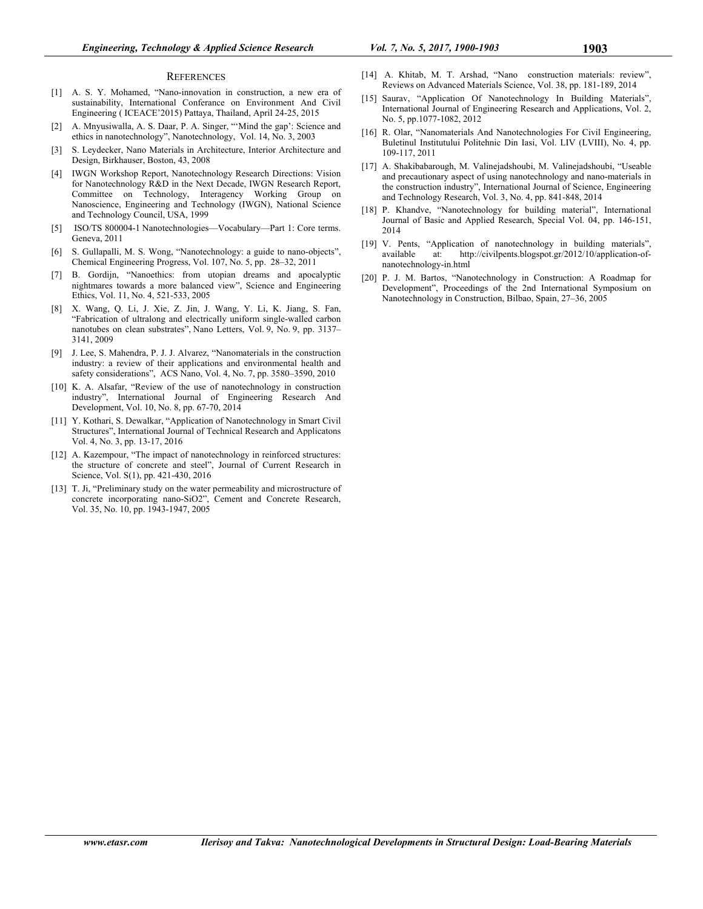## REFERENCES

[1] A. S. Y. Mohamed, "Nano-innovation in construction, a new era of sustainability, International Conferance on Environment And Civil Engineering ( ICEACE'2015) Pattaya, Thailand, April 24-25, 2015

[2] A. Mnyusiwalla, A. S. Daar, P. A. Singer, "'Mind the gap': Science and ethics in nanotechnology", Nanotechnology, Vol. 14, No. 3, 2003

[3] S. Leydecker, Nano Materials in Architecture, Interior Architecture and Design, Birkhauser, Boston, 43, 2008

[4] IWGN Workshop Report, Nanotechnology Research Directions: Vision for Nanotechnology R&D in the Next Decade, IWGN Research Report, Committee on Technology, Interagency Working Group on Nanoscience, Engineering and Technology (IWGN), National Science and Technology Council, USA, 1999

[5] ISO/TS 800004-1 Nanotechnologies—Vocabulary—Part 1: Core terms. Geneva, 2011

[6] S. Gullapalli, M. S. Wong, "Nanotechnology: a guide to nano-objects", Chemical Engineering Progress, Vol. 107, No. 5, pp. 28–32, 2011

[7] B. Gordijn, "Nanoethics: from utopian dreams and apocalyptic nightmares towards a more balanced view", Science and Engineering Ethics, Vol. 11, No. 4, 521-533, 2005

[8] X. Wang, Q. Li, J. Xie, Z. Jin, J. Wang, Y. Li, K. Jiang, S. Fan, "Fabrication of ultralong and electrically uniform single-walled carbon nanotubes on clean substrates", Nano Letters, Vol. 9, No. 9, pp. 3137–3141, 2009

[9] J. Lee, S. Mahendra, P. J. J. Alvarez, "Nanomaterials in the construction industry: a review of their applications and environmental health and safety considerations", ACS Nano, Vol. 4, No. 7, pp. 3580–3590, 2010

[10] K. A. Alsafar, "Review of the use of nanotechnology in construction industry", International Journal of Engineering Research And Development, Vol. 10, No. 8, pp. 67-70, 2014

[11] Y. Kothari, S. Dewalkar, "Application of Nanotechnology in Smart Civil Structures", International Journal of Technical Research and Applicatons Vol. 4, No. 3, pp. 13-17, 2016

[12] A. Kazempour, "The impact of nanotechnology in reinforced structures: the structure of concrete and steel", Journal of Current Research in Science, Vol. S(1), pp. 421-430, 2016

[13] T. Ji, "Preliminary study on the water permeability and microstructure of concrete incorporating nano-SiO2", Cement and Concrete Research, Vol. 35, No. 10, pp. 1943-1947, 2005

[14] A. Khitab, M. T. Arshad, "Nano construction materials: review", Reviews on Advanced Materials Science, Vol. 38, pp. 181-189, 2014

[15] Saurav, "Application Of Nanotechnology In Building Materials", International Journal of Engineering Research and Applications, Vol. 2, No. 5, pp.1077-1082, 2012

[16] R. Olar, "Nanomaterials And Nanotechnologies For Civil Engineering, Buletinul Institutului Politehnic Din Iasi, Vol. LIV (LVIII), No. 4, pp. 109-117, 2011

[17] A. Shakibabarough, M. Valinejadshoubi, M. Valinejadshoubi, "Useable and precautionary aspect of using nanotechnology and nano-materials in the construction industry", International Journal of Science, Engineering and Technology Research, Vol. 3, No. 4, pp. 841-848, 2014

[18] P. Khandve, "Nanotechnology for building material", International Journal of Basic and Applied Research, Special Vol. 04, pp. 146-151, 2014

[19] V. Pents, "Application of nanotechnology in building materials", available at: http://civilpents.blogspot.gr/2012/10/application-of-nanotechnology-in.html

[20] P. J. M. Bartos, "Nanotechnology in Construction: A Roadmap for Development", Proceedings of the 2nd International Symposium on Nanotechnology in Construction, Bilbao, Spain, 27–36, 2005